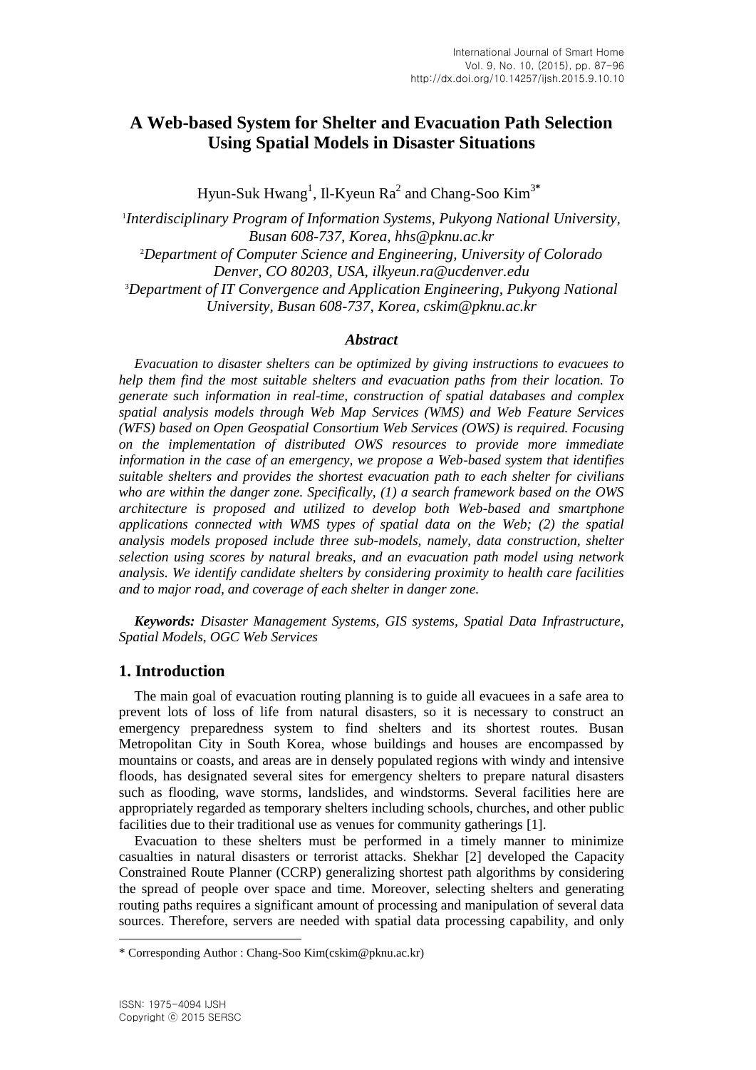# A Web-based System for Shelter and Evacuation Path Selection Using Spatial Models in Disaster Situations

Hyun-Suk Hwang[1], Il-Kyeun Ra[2] and Chang-Soo Kim[3*]

[1]*Interdisciplinary Program of Information Systems, Pukyong National University, Busan 608-737, Korea, hhs@pknu.ac.kr*
[2]*Department of Computer Science and Engineering, University of Colorado Denver, CO 80203, USA, ilkyeun.ra@ucdenver.edu*
[3]*Department of IT Convergence and Application Engineering, Pukyong National University, Busan 608-737, Korea, cskim@pknu.ac.kr*

### *Abstract*

*Evacuation to disaster shelters can be optimized by giving instructions to evacuees to help them find the most suitable shelters and evacuation paths from their location. To generate such information in real-time, construction of spatial databases and complex spatial analysis models through Web Map Services (WMS) and Web Feature Services (WFS) based on Open Geospatial Consortium Web Services (OWS) is required. Focusing on the implementation of distributed OWS resources to provide more immediate information in the case of an emergency, we propose a Web-based system that identifies suitable shelters and provides the shortest evacuation path to each shelter for civilians who are within the danger zone. Specifically, (1) a search framework based on the OWS architecture is proposed and utilized to develop both Web-based and smartphone applications connected with WMS types of spatial data on the Web; (2) the spatial analysis models proposed include three sub-models, namely, data construction, shelter selection using scores by natural breaks, and an evacuation path model using network analysis. We identify candidate shelters by considering proximity to health care facilities and to major road, and coverage of each shelter in danger zone.*

***Keywords:*** *Disaster Management Systems, GIS systems, Spatial Data Infrastructure, Spatial Models, OGC Web Services*

## 1. Introduction

The main goal of evacuation routing planning is to guide all evacuees in a safe area to prevent lots of loss of life from natural disasters, so it is necessary to construct an emergency preparedness system to find shelters and its shortest routes. Busan Metropolitan City in South Korea, whose buildings and houses are encompassed by mountains or coasts, and areas are in densely populated regions with windy and intensive floods, has designated several sites for emergency shelters to prepare natural disasters such as flooding, wave storms, landslides, and windstorms. Several facilities here are appropriately regarded as temporary shelters including schools, churches, and other public facilities due to their traditional use as venues for community gatherings [1].

Evacuation to these shelters must be performed in a timely manner to minimize casualties in natural disasters or terrorist attacks. Shekhar [2] developed the Capacity Constrained Route Planner (CCRP) generalizing shortest path algorithms by considering the spread of people over space and time. Moreover, selecting shelters and generating routing paths requires a significant amount of processing and manipulation of several data sources. Therefore, servers are needed with spatial data processing capability, and only

---

\* Corresponding Author : Chang-Soo Kim(cskim@pknu.ac.kr)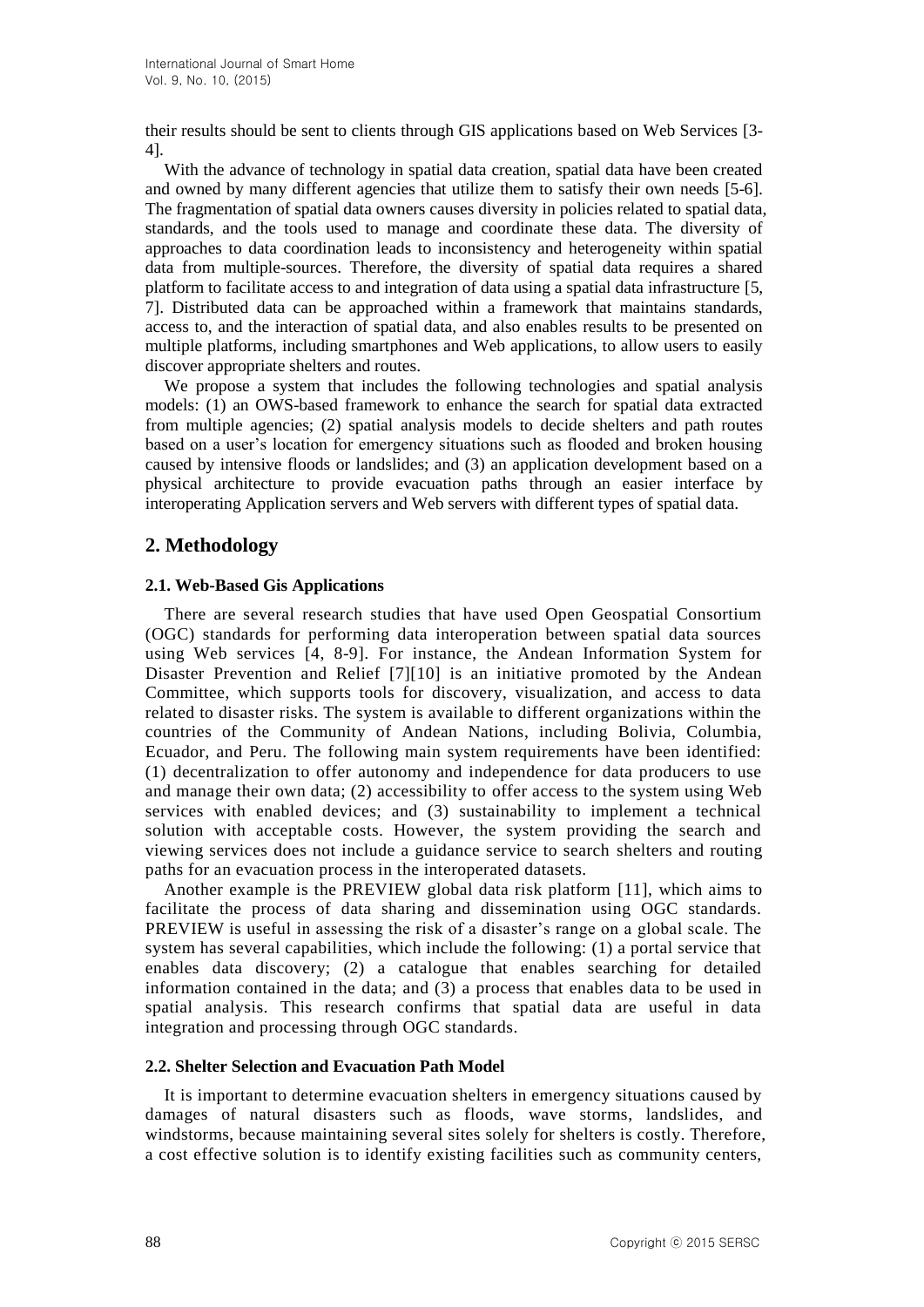their results should be sent to clients through GIS applications based on Web Services [3-4].

With the advance of technology in spatial data creation, spatial data have been created and owned by many different agencies that utilize them to satisfy their own needs [5-6]. The fragmentation of spatial data owners causes diversity in policies related to spatial data, standards, and the tools used to manage and coordinate these data. The diversity of approaches to data coordination leads to inconsistency and heterogeneity within spatial data from multiple-sources. Therefore, the diversity of spatial data requires a shared platform to facilitate access to and integration of data using a spatial data infrastructure [5, 7]. Distributed data can be approached within a framework that maintains standards, access to, and the interaction of spatial data, and also enables results to be presented on multiple platforms, including smartphones and Web applications, to allow users to easily discover appropriate shelters and routes.

We propose a system that includes the following technologies and spatial analysis models: (1) an OWS-based framework to enhance the search for spatial data extracted from multiple agencies; (2) spatial analysis models to decide shelters and path routes based on a user's location for emergency situations such as flooded and broken housing caused by intensive floods or landslides; and (3) an application development based on a physical architecture to provide evacuation paths through an easier interface by interoperating Application servers and Web servers with different types of spatial data.

## 2. Methodology

### 2.1. Web-Based Gis Applications

There are several research studies that have used Open Geospatial Consortium (OGC) standards for performing data interoperation between spatial data sources using Web services [4, 8-9]. For instance, the Andean Information System for Disaster Prevention and Relief [7][10] is an initiative promoted by the Andean Committee, which supports tools for discovery, visualization, and access to data related to disaster risks. The system is available to different organizations within the countries of the Community of Andean Nations, including Bolivia, Columbia, Ecuador, and Peru. The following main system requirements have been identified: (1) decentralization to offer autonomy and independence for data producers to use and manage their own data; (2) accessibility to offer access to the system using Web services with enabled devices; and (3) sustainability to implement a technical solution with acceptable costs. However, the system providing the search and viewing services does not include a guidance service to search shelters and routing paths for an evacuation process in the interoperated datasets.

Another example is the PREVIEW global data risk platform [11], which aims to facilitate the process of data sharing and dissemination using OGC standards. PREVIEW is useful in assessing the risk of a disaster's range on a global scale. The system has several capabilities, which include the following: (1) a portal service that enables data discovery; (2) a catalogue that enables searching for detailed information contained in the data; and (3) a process that enables data to be used in spatial analysis. This research confirms that spatial data are useful in data integration and processing through OGC standards.

### 2.2. Shelter Selection and Evacuation Path Model

It is important to determine evacuation shelters in emergency situations caused by damages of natural disasters such as floods, wave storms, landslides, and windstorms, because maintaining several sites solely for shelters is costly. Therefore, a cost effective solution is to identify existing facilities such as community centers,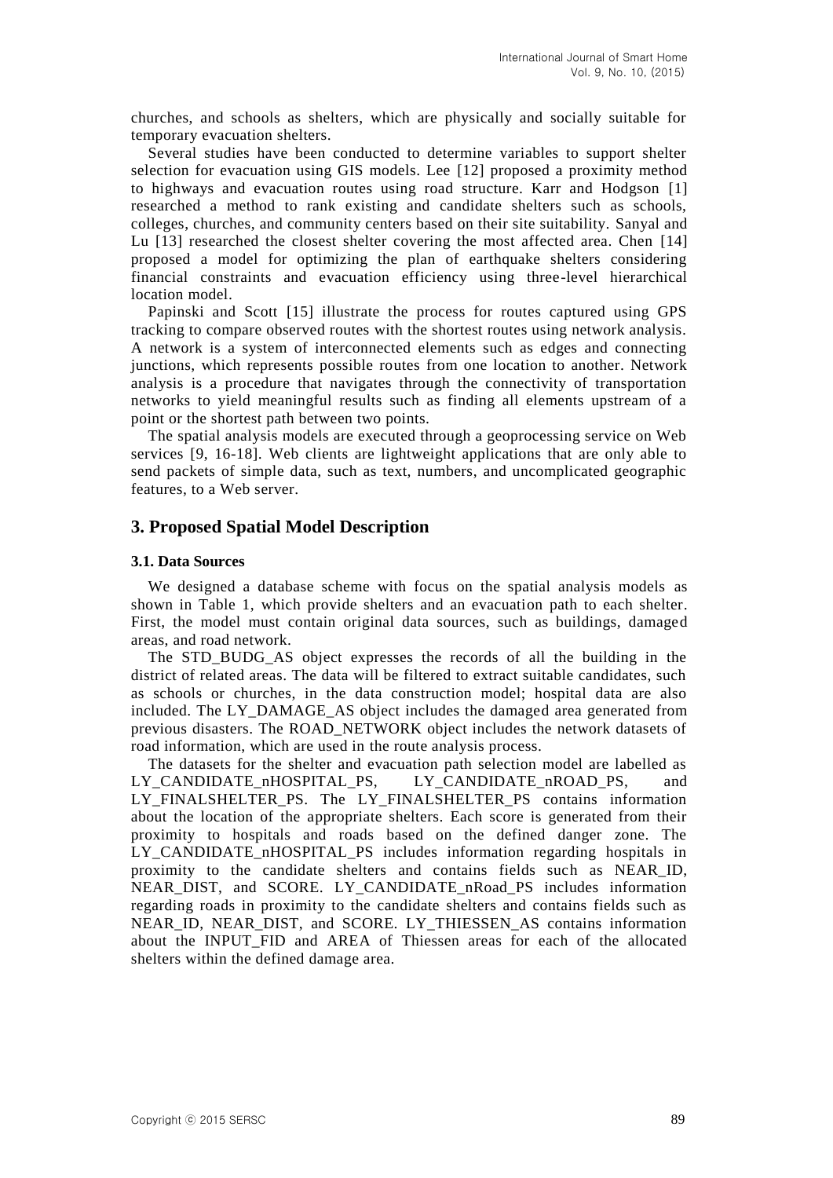churches, and schools as shelters, which are physically and socially suitable for temporary evacuation shelters.

Several studies have been conducted to determine variables to support shelter selection for evacuation using GIS models. Lee [12] proposed a proximity method to highways and evacuation routes using road structure. Karr and Hodgson [1] researched a method to rank existing and candidate shelters such as schools, colleges, churches, and community centers based on their site suitability. Sanyal and Lu [13] researched the closest shelter covering the most affected area. Chen [14] proposed a model for optimizing the plan of earthquake shelters considering financial constraints and evacuation efficiency using three-level hierarchical location model.

Papinski and Scott [15] illustrate the process for routes captured using GPS tracking to compare observed routes with the shortest routes using network analysis. A network is a system of interconnected elements such as edges and connecting junctions, which represents possible routes from one location to another. Network analysis is a procedure that navigates through the connectivity of transportation networks to yield meaningful results such as finding all elements upstream of a point or the shortest path between two points.

The spatial analysis models are executed through a geoprocessing service on Web services [9, 16-18]. Web clients are lightweight applications that are only able to send packets of simple data, such as text, numbers, and uncomplicated geographic features, to a Web server.

## 3. Proposed Spatial Model Description

### 3.1. Data Sources

We designed a database scheme with focus on the spatial analysis models as shown in Table 1, which provide shelters and an evacuation path to each shelter. First, the model must contain original data sources, such as buildings, damaged areas, and road network.

The STD_BUDG_AS object expresses the records of all the building in the district of related areas. The data will be filtered to extract suitable candidates, such as schools or churches, in the data construction model; hospital data are also included. The LY_DAMAGE_AS object includes the damaged area generated from previous disasters. The ROAD_NETWORK object includes the network datasets of road information, which are used in the route analysis process.

The datasets for the shelter and evacuation path selection model are labelled as LY_CANDIDATE_nHOSPITAL_PS, LY_CANDIDATE_nROAD_PS, and LY_FINALSHELTER_PS. The LY_FINALSHELTER_PS contains information about the location of the appropriate shelters. Each score is generated from their proximity to hospitals and roads based on the defined danger zone. The LY_CANDIDATE_nHOSPITAL_PS includes information regarding hospitals in proximity to the candidate shelters and contains fields such as NEAR_ID, NEAR_DIST, and SCORE. LY_CANDIDATE_nRoad_PS includes information regarding roads in proximity to the candidate shelters and contains fields such as NEAR_ID, NEAR_DIST, and SCORE. LY_THIESSEN_AS contains information about the INPUT_FID and AREA of Thiessen areas for each of the allocated shelters within the defined damage area.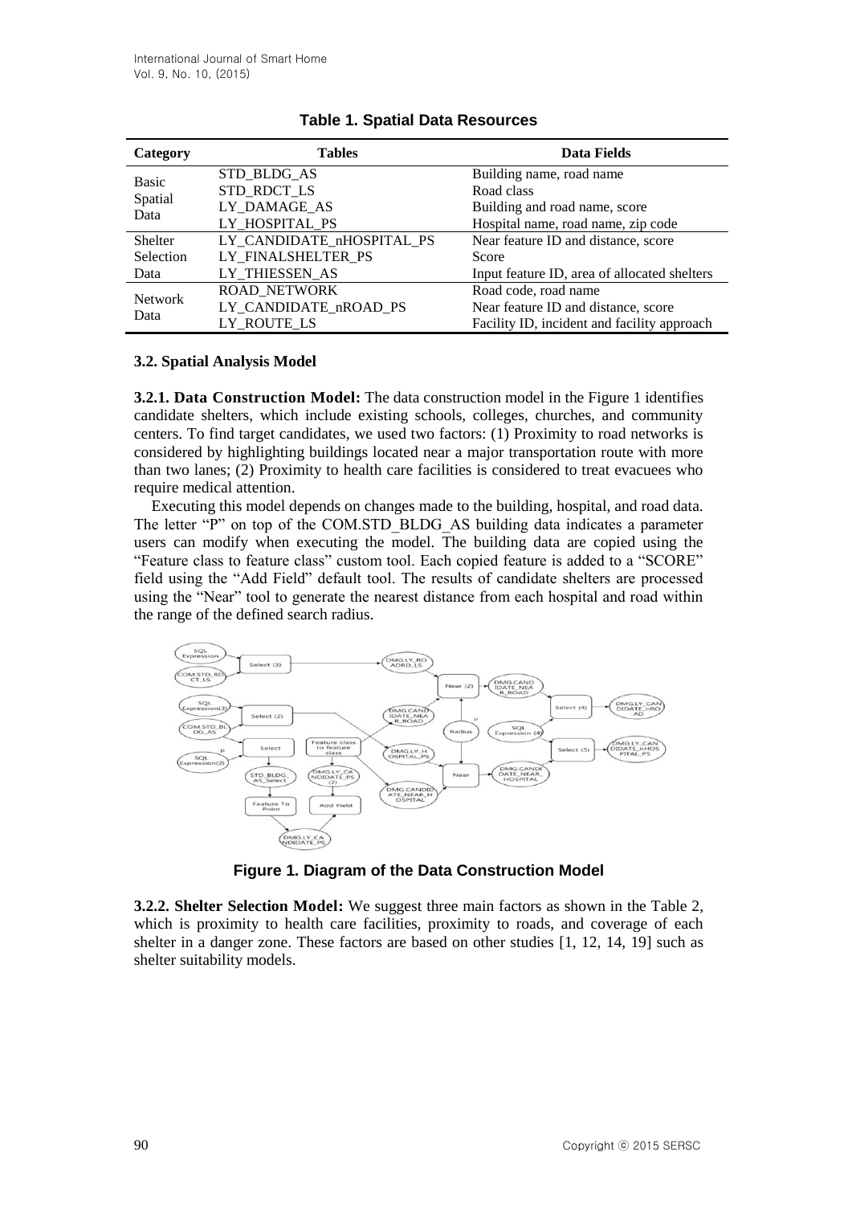**Table 1. Spatial Data Resources**

| Category | Tables | Data Fields |
|---|---|---|
| Basic Spatial Data | STD_BLDG_AS | Building name, road name |
| | STD_RDCT_LS | Road class |
| | LY_DAMAGE_AS | Building and road name, score |
| | LY_HOSPITAL_PS | Hospital name, road name, zip code |
| Shelter Selection Data | LY_CANDIDATE_nHOSPITAL_PS | Near feature ID and distance, score |
| | LY_FINALSHELTER_PS | Score |
| | LY_THIESSEN_AS | Input feature ID, area of allocated shelters |
| Network Data | ROAD_NETWORK | Road code, road name |
| | LY_CANDIDATE_nROAD_PS | Near feature ID and distance, score |
| | LY_ROUTE_LS | Facility ID, incident and facility approach |

### 3.2. Spatial Analysis Model

**3.2.1. Data Construction Model:** The data construction model in the Figure 1 identifies candidate shelters, which include existing schools, colleges, churches, and community centers. To find target candidates, we used two factors: (1) Proximity to road networks is considered by highlighting buildings located near a major transportation route with more than two lanes; (2) Proximity to health care facilities is considered to treat evacuees who require medical attention.

Executing this model depends on changes made to the building, hospital, and road data. The letter "P" on top of the COM.STD_BLDG_AS building data indicates a parameter users can modify when executing the model. The building data are copied using the "Feature class to feature class" custom tool. Each copied feature is added to a "SCORE" field using the "Add Field" default tool. The results of candidate shelters are processed using the "Near" tool to generate the nearest distance from each hospital and road within the range of the defined search radius.

**Figure 1. Diagram of the Data Construction Model**

**3.2.2. Shelter Selection Model:** We suggest three main factors as shown in the Table 2, which is proximity to health care facilities, proximity to roads, and coverage of each shelter in a danger zone. These factors are based on other studies [1, 12, 14, 19] such as shelter suitability models.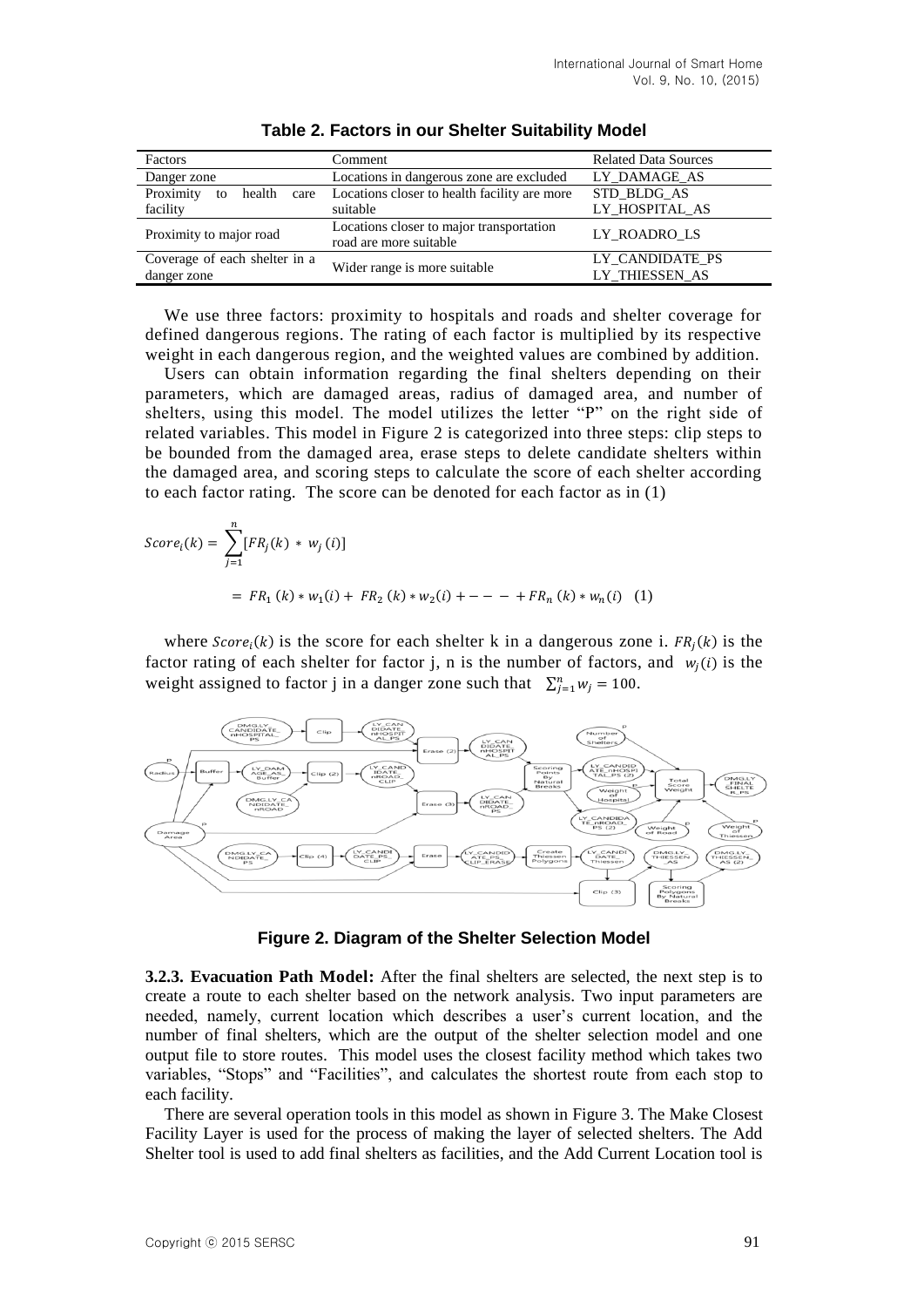**Table 2. Factors in our Shelter Suitability Model**

| Factors | Comment | Related Data Sources |
|---|---|---|
| Danger zone | Locations in dangerous zone are excluded | LY_DAMAGE_AS |
| Proximity to health care facility | Locations closer to health facility are more suitable | STD_BLDG_AS LY_HOSPITAL_AS |
| Proximity to major road | Locations closer to major transportation road are more suitable | LY_ROADRO_LS |
| Coverage of each shelter in a danger zone | Wider range is more suitable | LY_CANDIDATE_PS LY_THIESSEN_AS |

We use three factors: proximity to hospitals and roads and shelter coverage for defined dangerous regions. The rating of each factor is multiplied by its respective weight in each dangerous region, and the weighted values are combined by addition.

Users can obtain information regarding the final shelters depending on their parameters, which are damaged areas, radius of damaged area, and number of shelters, using this model. The model utilizes the letter "P" on the right side of related variables. This model in Figure 2 is categorized into three steps: clip steps to be bounded from the damaged area, erase steps to delete candidate shelters within the damaged area, and scoring steps to calculate the score of each shelter according to each factor rating. The score can be denoted for each factor as in (1)

$$Score_i(k) = \sum_{j=1}^{n}[FR_j(k) * w_j(i)]$$

$$= FR_1(k) * w_1(i) + FR_2(k) * w_2(i) + --- + FR_n(k) * w_n(i) \quad (1)$$

where $Score_i(k)$ is the score for each shelter k in a dangerous zone i. $FR_j(k)$ is the factor rating of each shelter for factor j, n is the number of factors, and $w_j(i)$ is the weight assigned to factor j in a danger zone such that $\sum_{j=1}^{n} w_j = 100$.

**Figure 2. Diagram of the Shelter Selection Model**

**3.2.3. Evacuation Path Model:** After the final shelters are selected, the next step is to create a route to each shelter based on the network analysis. Two input parameters are needed, namely, current location which describes a user's current location, and the number of final shelters, which are the output of the shelter selection model and one output file to store routes. This model uses the closest facility method which takes two variables, "Stops" and "Facilities", and calculates the shortest route from each stop to each facility.

There are several operation tools in this model as shown in Figure 3. The Make Closest Facility Layer is used for the process of making the layer of selected shelters. The Add Shelter tool is used to add final shelters as facilities, and the Add Current Location tool is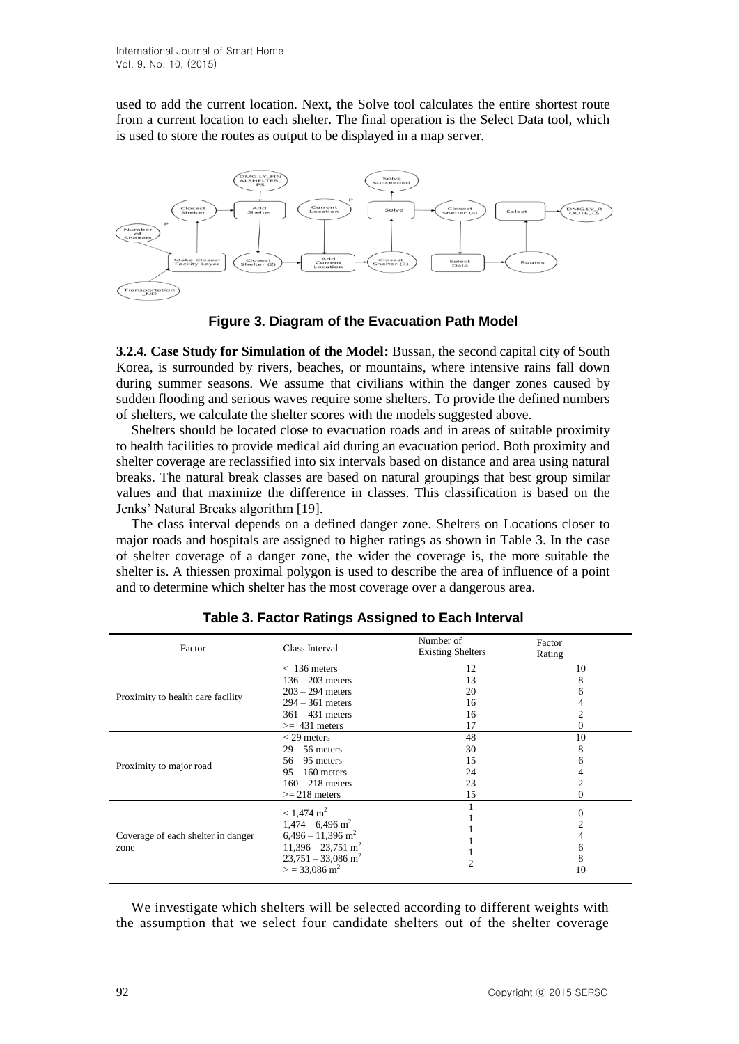used to add the current location. Next, the Solve tool calculates the entire shortest route from a current location to each shelter. The final operation is the Select Data tool, which is used to store the routes as output to be displayed in a map server.

**Figure 3. Diagram of the Evacuation Path Model**

**3.2.4. Case Study for Simulation of the Model:** Bussan, the second capital city of South Korea, is surrounded by rivers, beaches, or mountains, where intensive rains fall down during summer seasons. We assume that civilians within the danger zones caused by sudden flooding and serious waves require some shelters. To provide the defined numbers of shelters, we calculate the shelter scores with the models suggested above.

Shelters should be located close to evacuation roads and in areas of suitable proximity to health facilities to provide medical aid during an evacuation period. Both proximity and shelter coverage are reclassified into six intervals based on distance and area using natural breaks. The natural break classes are based on natural groupings that best group similar values and that maximize the difference in classes. This classification is based on the Jenks' Natural Breaks algorithm [19].

The class interval depends on a defined danger zone. Shelters on Locations closer to major roads and hospitals are assigned to higher ratings as shown in Table 3. In the case of shelter coverage of a danger zone, the wider the coverage is, the more suitable the shelter is. A thiessen proximal polygon is used to describe the area of influence of a point and to determine which shelter has the most coverage over a dangerous area.

**Table 3. Factor Ratings Assigned to Each Interval**

| Factor | Class Interval | Number of Existing Shelters | Factor Rating |
|---|---|---|---|
| Proximity to health care facility | < 136 meters | 12 | 10 |
| | 136 – 203 meters | 13 | 8 |
| | 203 – 294 meters | 20 | 6 |
| | 294 – 361 meters | 16 | 4 |
| | 361 – 431 meters | 16 | 2 |
| | >= 431 meters | 17 | 0 |
| Proximity to major road | < 29 meters | 48 | 10 |
| | 29 – 56 meters | 30 | 8 |
| | 56 – 95 meters | 15 | 6 |
| | 95 – 160 meters | 24 | 4 |
| | 160 – 218 meters | 23 | 2 |
| | >= 218 meters | 15 | 0 |
| Coverage of each shelter in danger zone | < 1,474 $m^2$ | 1 | 0 |
| | 1,474 – 6,496 $m^2$ | 1 | 2 |
| | 6,496 – 11,396 $m^2$ | 1 | 4 |
| | 11,396 – 23,751 $m^2$ | 1 | 6 |
| | 23,751 – 33,086 $m^2$ | 1 | 8 |
| | > = 33,086 $m^2$ | 2 | 10 |

We investigate which shelters will be selected according to different weights with the assumption that we select four candidate shelters out of the shelter coverage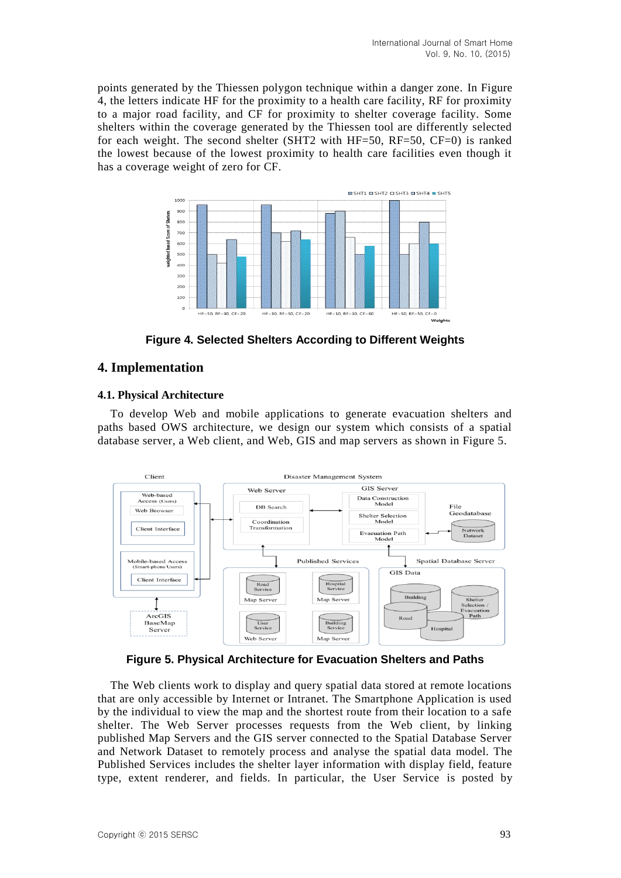points generated by the Thiessen polygon technique within a danger zone. In Figure 4, the letters indicate HF for the proximity to a health care facility, RF for proximity to a major road facility, and CF for proximity to shelter coverage facility. Some shelters within the coverage generated by the Thiessen tool are differently selected for each weight. The second shelter (SHT2 with HF=50, RF=50, CF=0) is ranked the lowest because of the lowest proximity to health care facilities even though it has a coverage weight of zero for CF.

**Figure 4. Selected Shelters According to Different Weights**

## 4. Implementation

### 4.1. Physical Architecture

To develop Web and mobile applications to generate evacuation shelters and paths based OWS architecture, we design our system which consists of a spatial database server, a Web client, and Web, GIS and map servers as shown in Figure 5.

**Figure 5. Physical Architecture for Evacuation Shelters and Paths**

The Web clients work to display and query spatial data stored at remote locations that are only accessible by Internet or Intranet. The Smartphone Application is used by the individual to view the map and the shortest route from their location to a safe shelter. The Web Server processes requests from the Web client, by linking published Map Servers and the GIS server connected to the Spatial Database Server and Network Dataset to remotely process and analyse the spatial data model. The Published Services includes the shelter layer information with display field, feature type, extent renderer, and fields. In particular, the User Service is posted by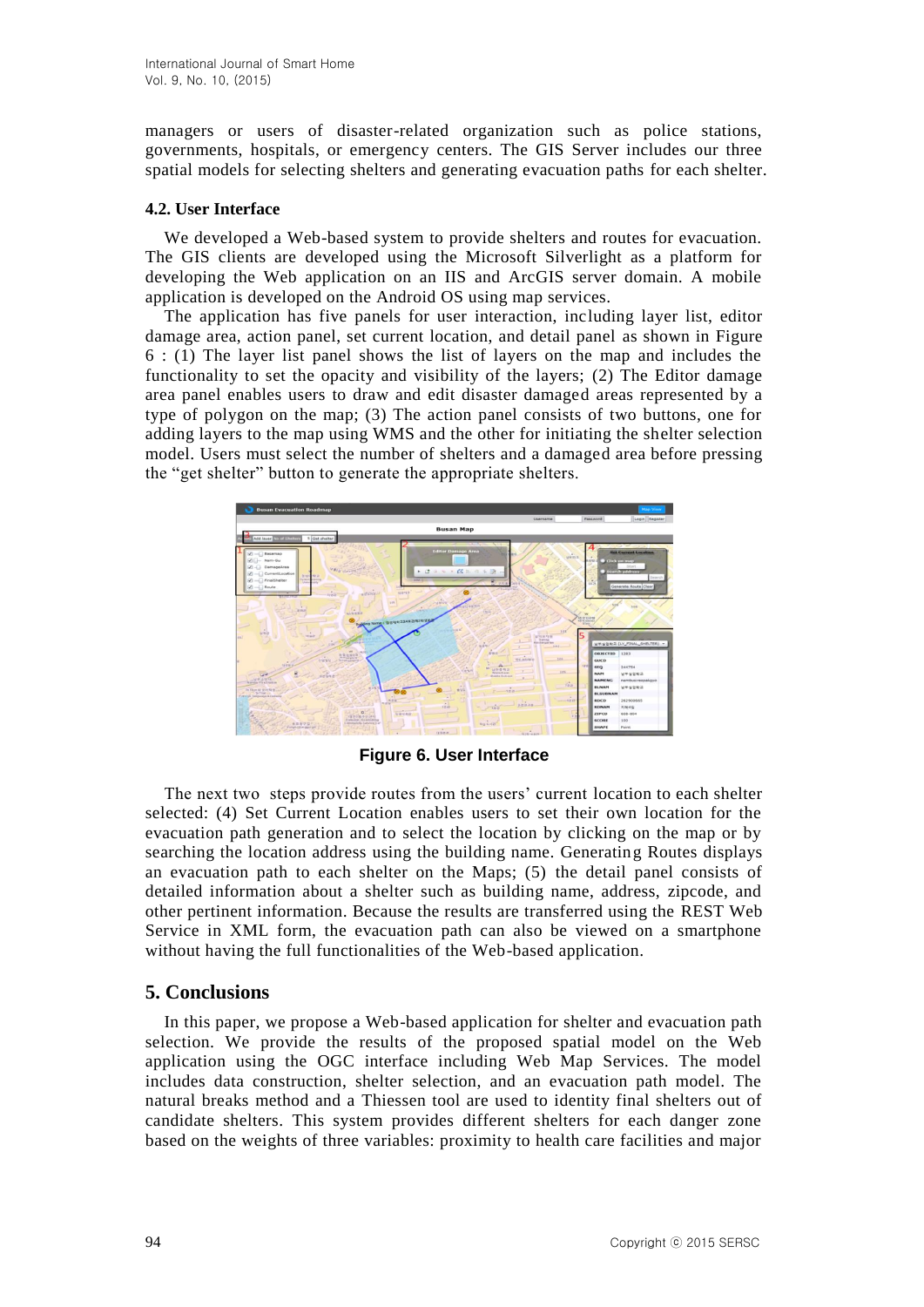managers or users of disaster-related organization such as police stations, governments, hospitals, or emergency centers. The GIS Server includes our three spatial models for selecting shelters and generating evacuation paths for each shelter.

### 4.2. User Interface

We developed a Web-based system to provide shelters and routes for evacuation. The GIS clients are developed using the Microsoft Silverlight as a platform for developing the Web application on an IIS and ArcGIS server domain. A mobile application is developed on the Android OS using map services.

The application has five panels for user interaction, including layer list, editor damage area, action panel, set current location, and detail panel as shown in Figure 6 : (1) The layer list panel shows the list of layers on the map and includes the functionality to set the opacity and visibility of the layers; (2) The Editor damage area panel enables users to draw and edit disaster damaged areas represented by a type of polygon on the map; (3) The action panel consists of two buttons, one for adding layers to the map using WMS and the other for initiating the shelter selection model. Users must select the number of shelters and a damaged area before pressing the "get shelter" button to generate the appropriate shelters.

**Figure 6. User Interface**

The next two steps provide routes from the users' current location to each shelter selected: (4) Set Current Location enables users to set their own location for the evacuation path generation and to select the location by clicking on the map or by searching the location address using the building name. Generating Routes displays an evacuation path to each shelter on the Maps; (5) the detail panel consists of detailed information about a shelter such as building name, address, zipcode, and other pertinent information. Because the results are transferred using the REST Web Service in XML form, the evacuation path can also be viewed on a smartphone without having the full functionalities of the Web-based application.

## 5. Conclusions

In this paper, we propose a Web-based application for shelter and evacuation path selection. We provide the results of the proposed spatial model on the Web application using the OGC interface including Web Map Services. The model includes data construction, shelter selection, and an evacuation path model. The natural breaks method and a Thiessen tool are used to identity final shelters out of candidate shelters. This system provides different shelters for each danger zone based on the weights of three variables: proximity to health care facilities and major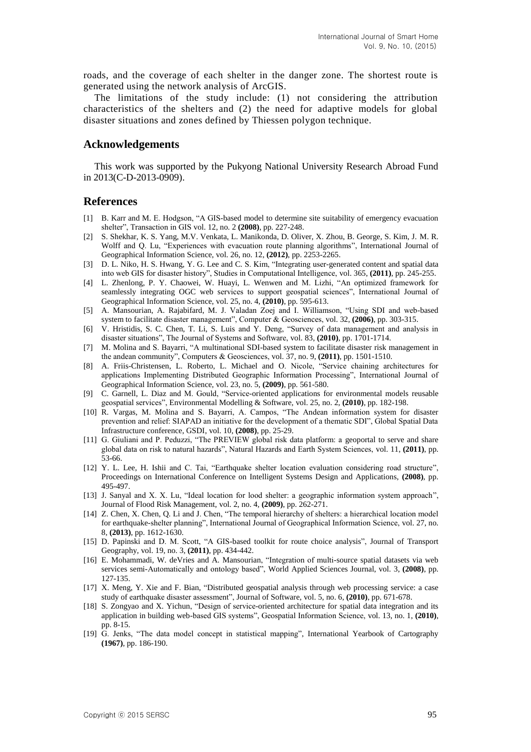roads, and the coverage of each shelter in the danger zone. The shortest route is generated using the network analysis of ArcGIS.

The limitations of the study include: (1) not considering the attribution characteristics of the shelters and (2) the need for adaptive models for global disaster situations and zones defined by Thiessen polygon technique.

## Acknowledgements

This work was supported by the Pukyong National University Research Abroad Fund in 2013(C-D-2013-0909).

## References

[1] B. Karr and M. E. Hodgson, "A GIS-based model to determine site suitability of emergency evacuation shelter", Transaction in GIS vol. 12, no. 2 **(2008)**, pp. 227-248.

[2] S. Shekhar, K. S. Yang, M.V. Venkata, L. Manikonda, D. Oliver, X. Zhou, B. George, S. Kim, J. M. R. Wolff and Q. Lu, "Experiences with evacuation route planning algorithms", International Journal of Geographical Information Science, vol. 26, no. 12, **(2012)**, pp. 2253-2265.

[3] D. L. Niko, H. S. Hwang, Y. G. Lee and C. S. Kim, "Integrating user-generated content and spatial data into web GIS for disaster history", Studies in Computational Intelligence, vol. 365, **(2011)**, pp. 245-255.

[4] L. Zhenlong, P. Y. Chaowei, W. Huayi, L. Wenwen and M. Lizhi, "An optimized framework for seamlessly integrating OGC web services to support geospatial sciences", International Journal of Geographical Information Science, vol. 25, no. 4, **(2010)**, pp. 595-613.

[5] A. Mansourian, A. Rajabifard, M. J. Valadan Zoej and I. Williamson, "Using SDI and web-based system to facilitate disaster management", Computer & Geosciences, vol. 32, **(2006)**, pp. 303-315.

[6] V. Hristidis, S. C. Chen, T. Li, S. Luis and Y. Deng, "Survey of data management and analysis in disaster situations", The Journal of Systems and Software, vol. 83, **(2010)**, pp. 1701-1714.

[7] M. Molina and S. Bayarri, "A multinational SDI-based system to facilitate disaster risk management in the andean community", Computers & Geosciences, vol. 37, no. 9, **(2011)**, pp. 1501-1510.

[8] A. Friis-Christensen, L. Roberto, L. Michael and O. Nicole, "Service chaining architectures for applications Implementing Distributed Geographic Information Processing", International Journal of Geographical Information Science, vol. 23, no. 5, **(2009)**, pp. 561-580.

[9] C. Garnell, L. Diaz and M. Gould, "Service-oriented applications for environmental models reusable geospatial services", Environmental Modelling & Software, vol. 25, no. 2, **(2010)**, pp. 182-198.

[10] R. Vargas, M. Molina and S. Bayarri, A. Campos, "The Andean information system for disaster prevention and relief: SIAPAD an initiative for the development of a thematic SDI", Global Spatial Data Infrastructure conference, GSDI, vol. 10, **(2008)**, pp. 25-29.

[11] G. Giuliani and P. Peduzzi, "The PREVIEW global risk data platform: a geoportal to serve and share global data on risk to natural hazards", Natural Hazards and Earth System Sciences, vol. 11, **(2011)**, pp. 53-66.

[12] Y. L. Lee, H. Ishii and C. Tai, "Earthquake shelter location evaluation considering road structure", Proceedings on International Conference on Intelligent Systems Design and Applications, **(2008)**, pp. 495-497.

[13] J. Sanyal and X. X. Lu, "Ideal location for lood shelter: a geographic information system approach", Journal of Flood Risk Management, vol. 2, no. 4, **(2009)**, pp. 262-271.

[14] Z. Chen, X. Chen, Q. Li and J. Chen, "The temporal hierarchy of shelters: a hierarchical location model for earthquake-shelter planning", International Journal of Geographical Information Science, vol. 27, no. 8, **(2013)**, pp. 1612-1630.

[15] D. Papinski and D. M. Scott, "A GIS-based toolkit for route choice analysis", Journal of Transport Geography, vol. 19, no. 3, **(2011)**, pp. 434-442.

[16] E. Mohammadi, W. deVries and A. Mansourian, "Integration of multi-source spatial datasets via web services semi-Automatically and ontology based", World Applied Sciences Journal, vol. 3, **(2008)**, pp. 127-135.

[17] X. Meng, Y. Xie and F. Bian, "Distributed geospatial analysis through web processing service: a case study of earthquake disaster assessment", Journal of Software, vol. 5, no. 6, **(2010)**, pp. 671-678.

[18] S. Zongyao and X. Yichun, "Design of service-oriented architecture for spatial data integration and its application in building web-based GIS systems", Geospatial Information Science, vol. 13, no. 1, **(2010)**, pp. 8-15.

[19] G. Jenks, "The data model concept in statistical mapping", International Yearbook of Cartography **(1967)**, pp. 186-190.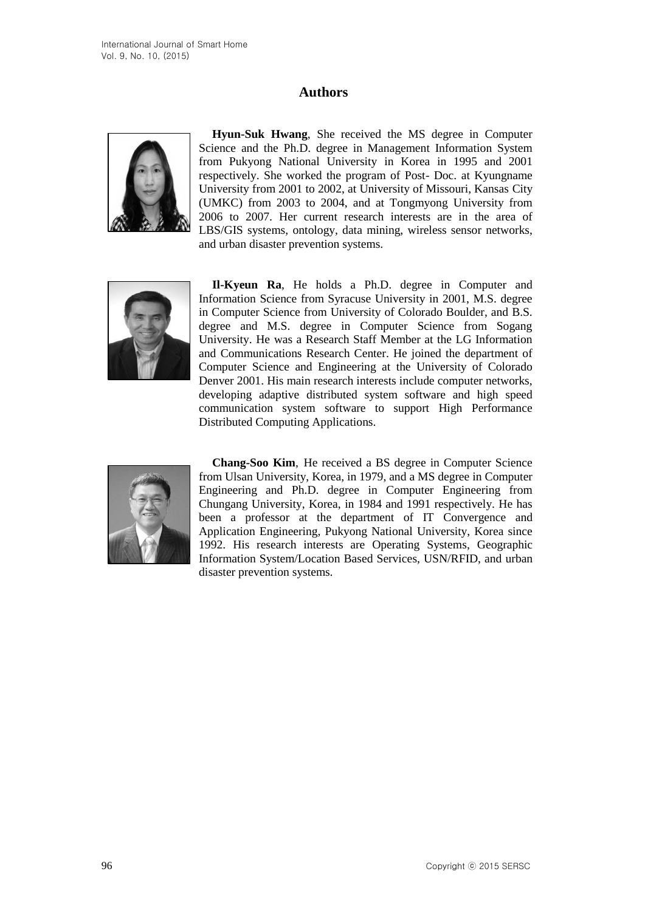## Authors

**Hyun-Suk Hwang**, She received the MS degree in Computer Science and the Ph.D. degree in Management Information System from Pukyong National University in Korea in 1995 and 2001 respectively. She worked the program of Post- Doc. at Kyungname University from 2001 to 2002, at University of Missouri, Kansas City (UMKC) from 2003 to 2004, and at Tongmyong University from 2006 to 2007. Her current research interests are in the area of LBS/GIS systems, ontology, data mining, wireless sensor networks, and urban disaster prevention systems.

**Il-Kyeun Ra**, He holds a Ph.D. degree in Computer and Information Science from Syracuse University in 2001, M.S. degree in Computer Science from University of Colorado Boulder, and B.S. degree and M.S. degree in Computer Science from Sogang University. He was a Research Staff Member at the LG Information and Communications Research Center. He joined the department of Computer Science and Engineering at the University of Colorado Denver 2001. His main research interests include computer networks, developing adaptive distributed system software and high speed communication system software to support High Performance Distributed Computing Applications.

**Chang-Soo Kim**, He received a BS degree in Computer Science from Ulsan University, Korea, in 1979, and a MS degree in Computer Engineering and Ph.D. degree in Computer Engineering from Chungang University, Korea, in 1984 and 1991 respectively. He has been a professor at the department of IT Convergence and Application Engineering, Pukyong National University, Korea since 1992. His research interests are Operating Systems, Geographic Information System/Location Based Services, USN/RFID, and urban disaster prevention systems.